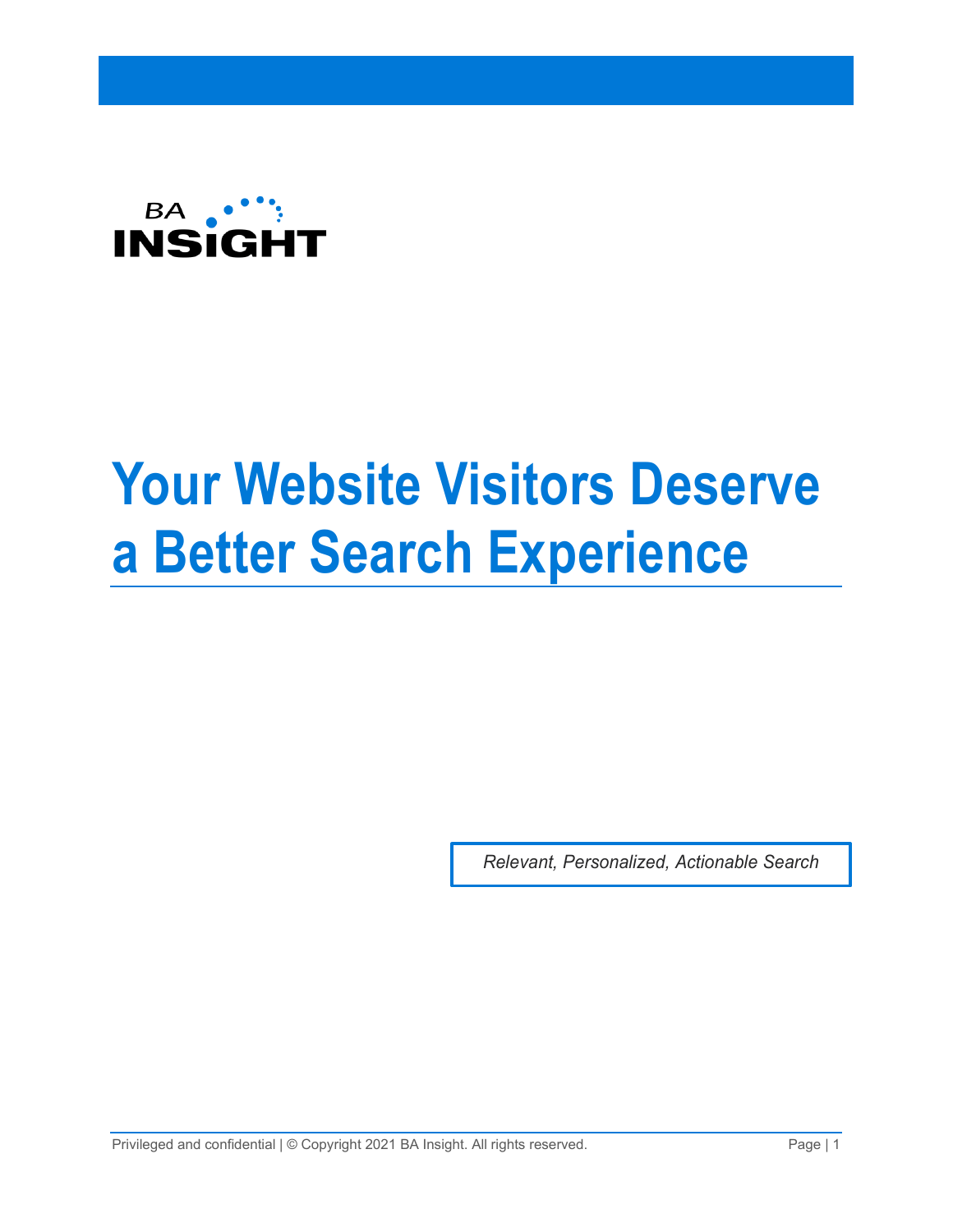BA INSIGHT

# Your Website Visitors Deserve a Better Search Experience

*Relevant, Personalized, Actionable Search*

Privileged and confidential | © Copyright 2021 BA Insight. All rights reserved.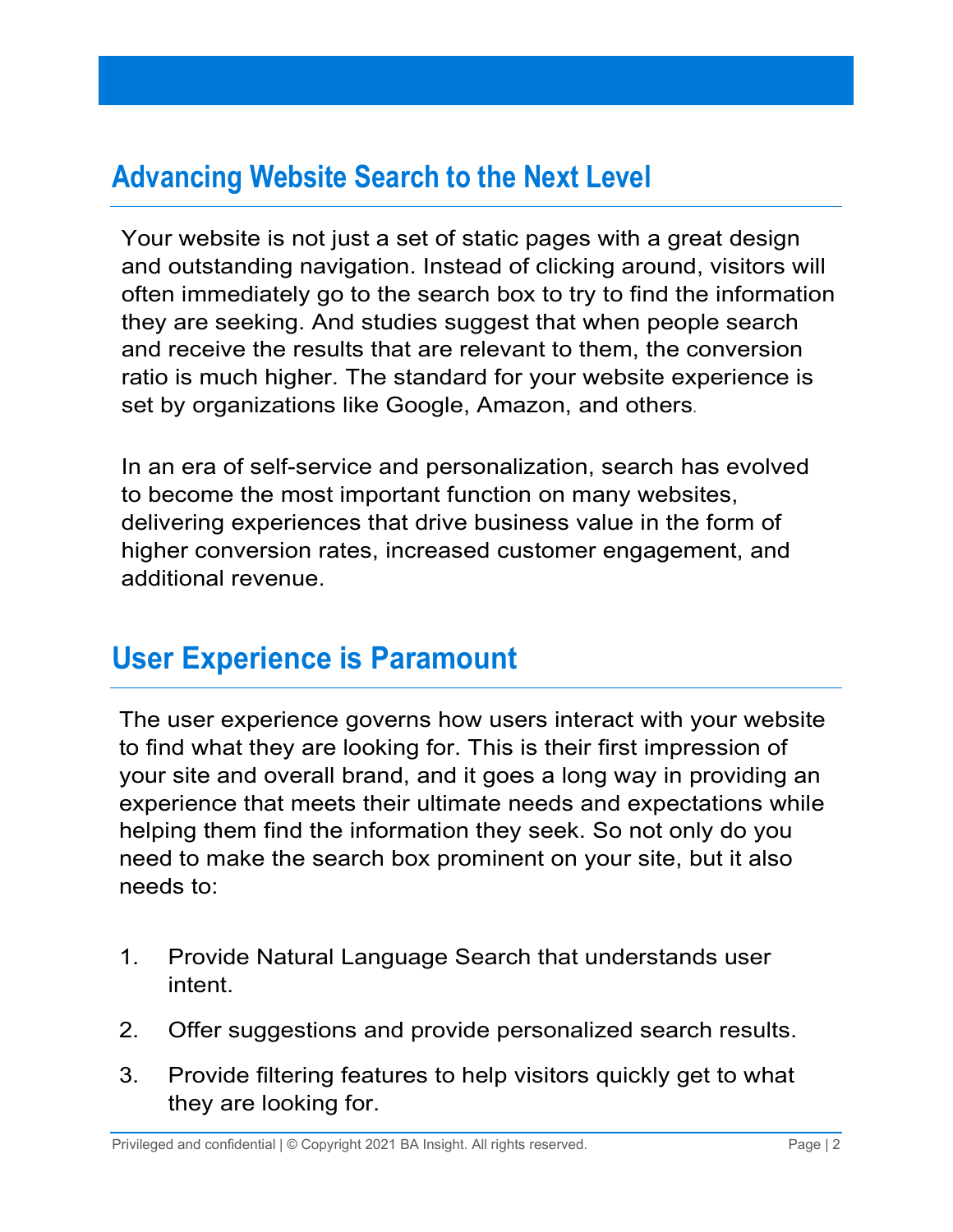## Advancing Website Search to the Next Level

Your website is not just a set of static pages with a great design and outstanding navigation. Instead of clicking around, visitors will often immediately go to the search box to try to find the information they are seeking. And studies suggest that when people search and receive the results that are relevant to them, the conversion ratio is much higher. The standard for your website experience is set by organizations like Google, Amazon, and others.

In an era of self-service and personalization, search has evolved to become the most important function on many websites, delivering experiences that drive business value in the form of higher conversion rates, increased customer engagement, and additional revenue.

## User Experience is Paramount

The user experience governs how users interact with your website to find what they are looking for. This is their first impression of your site and overall brand, and it goes a long way in providing an experience that meets their ultimate needs and expectations while helping them find the information they seek. So not only do you need to make the search box prominent on your site, but it also needs to:

1. Provide Natural Language Search that understands user intent.
2. Offer suggestions and provide personalized search results.
3. Provide filtering features to help visitors quickly get to what they are looking for.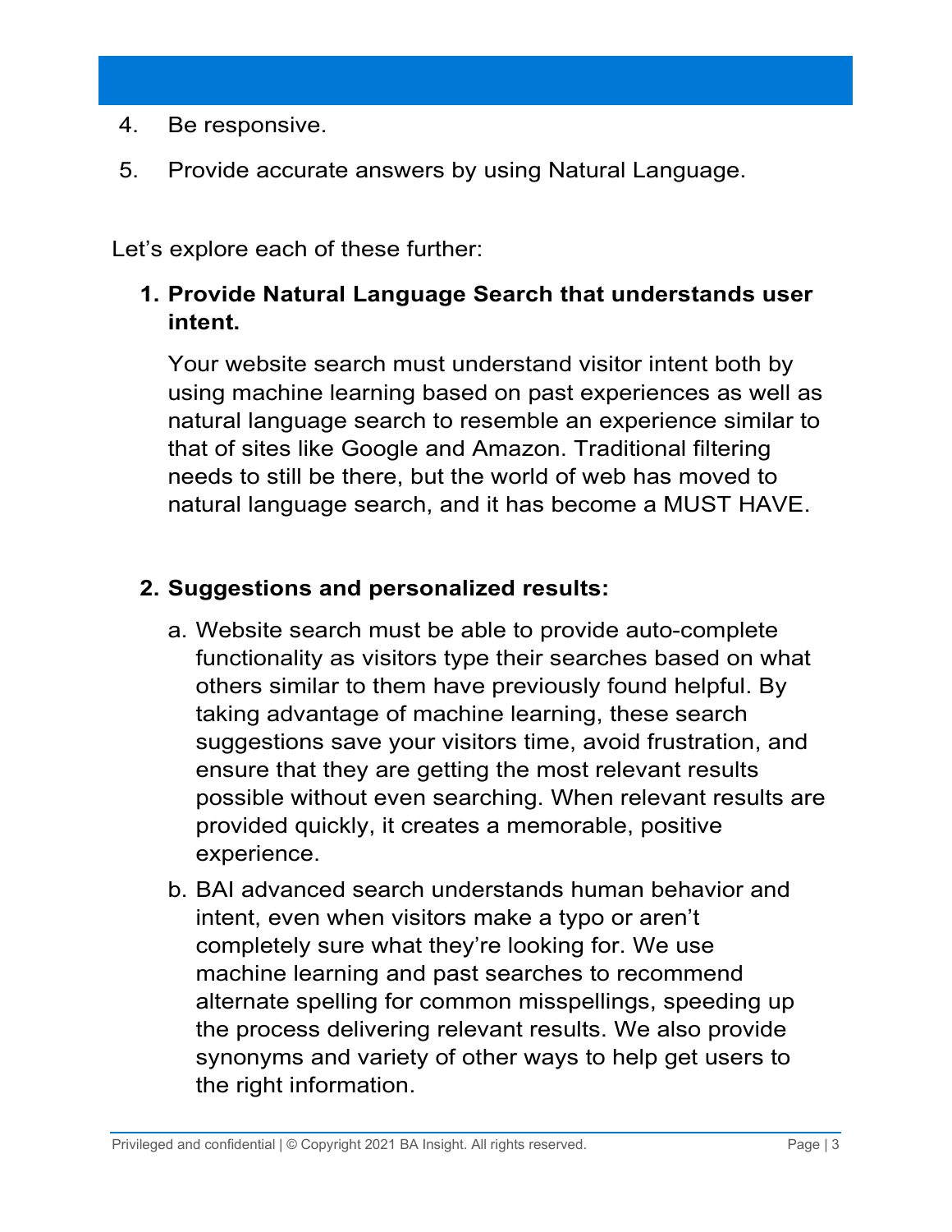4. Be responsive.
5. Provide accurate answers by using Natural Language.

Let's explore each of these further:

1. **Provide Natural Language Search that understands user intent.**

   Your website search must understand visitor intent both by using machine learning based on past experiences as well as natural language search to resemble an experience similar to that of sites like Google and Amazon. Traditional filtering needs to still be there, but the world of web has moved to natural language search, and it has become a MUST HAVE.

2. **Suggestions and personalized results:**

   a. Website search must be able to provide auto-complete functionality as visitors type their searches based on what others similar to them have previously found helpful. By taking advantage of machine learning, these search suggestions save your visitors time, avoid frustration, and ensure that they are getting the most relevant results possible without even searching. When relevant results are provided quickly, it creates a memorable, positive experience.

   b. BAI advanced search understands human behavior and intent, even when visitors make a typo or aren't completely sure what they're looking for. We use machine learning and past searches to recommend alternate spelling for common misspellings, speeding up the process delivering relevant results. We also provide synonyms and variety of other ways to help get users to the right information.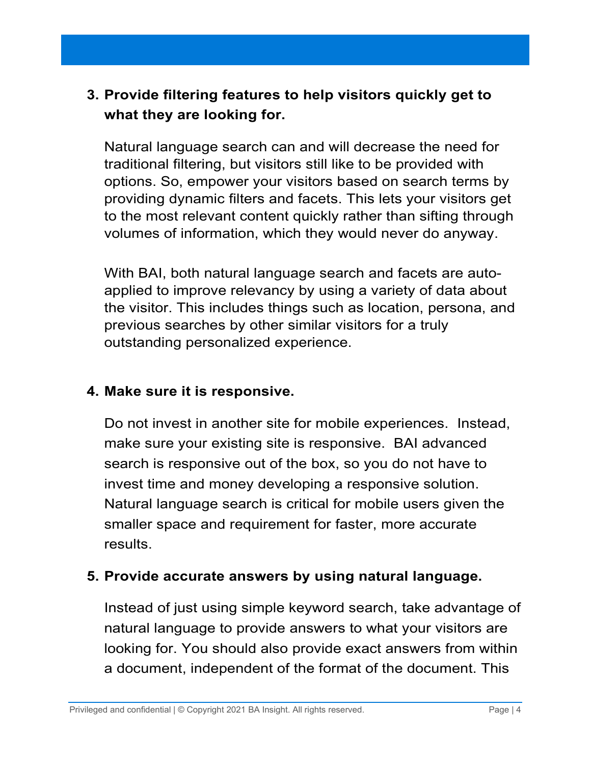3. **Provide filtering features to help visitors quickly get to what they are looking for.**

   Natural language search can and will decrease the need for traditional filtering, but visitors still like to be provided with options. So, empower your visitors based on search terms by providing dynamic filters and facets. This lets your visitors get to the most relevant content quickly rather than sifting through volumes of information, which they would never do anyway.

   With BAI, both natural language search and facets are auto-applied to improve relevancy by using a variety of data about the visitor. This includes things such as location, persona, and previous searches by other similar visitors for a truly outstanding personalized experience.

4. **Make sure it is responsive.**

   Do not invest in another site for mobile experiences. Instead, make sure your existing site is responsive. BAI advanced search is responsive out of the box, so you do not have to invest time and money developing a responsive solution. Natural language search is critical for mobile users given the smaller space and requirement for faster, more accurate results.

5. **Provide accurate answers by using natural language.**

   Instead of just using simple keyword search, take advantage of natural language to provide answers to what your visitors are looking for. You should also provide exact answers from within a document, independent of the format of the document. This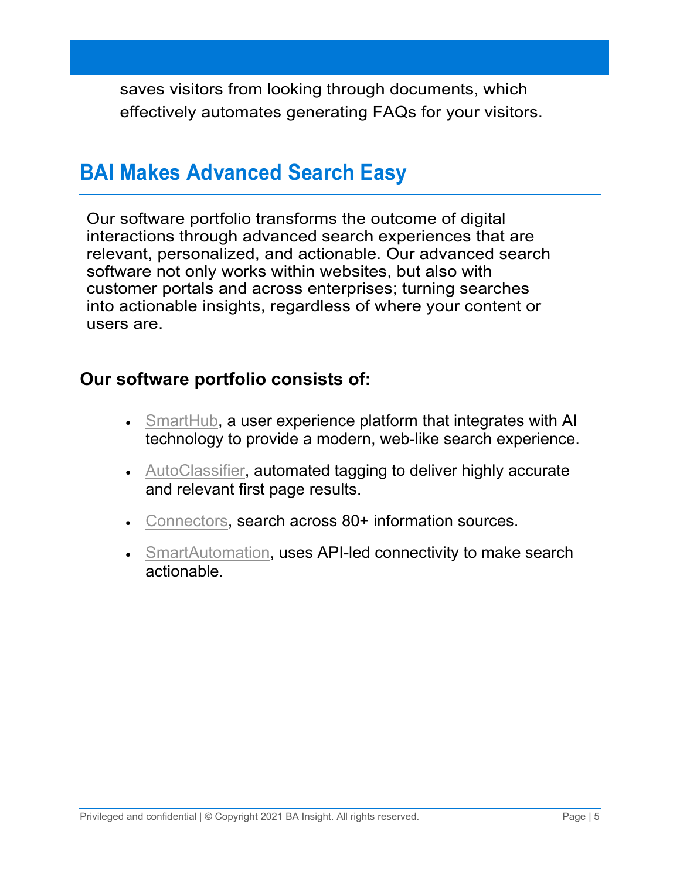saves visitors from looking through documents, which effectively automates generating FAQs for your visitors.

## BAI Makes Advanced Search Easy

Our software portfolio transforms the outcome of digital interactions through advanced search experiences that are relevant, personalized, and actionable. Our advanced search software not only works within websites, but also with customer portals and across enterprises; turning searches into actionable insights, regardless of where your content or users are.

### Our software portfolio consists of:

- SmartHub, a user experience platform that integrates with AI technology to provide a modern, web-like search experience.
- AutoClassifier, automated tagging to deliver highly accurate and relevant first page results.
- Connectors, search across 80+ information sources.
- SmartAutomation, uses API-led connectivity to make search actionable.